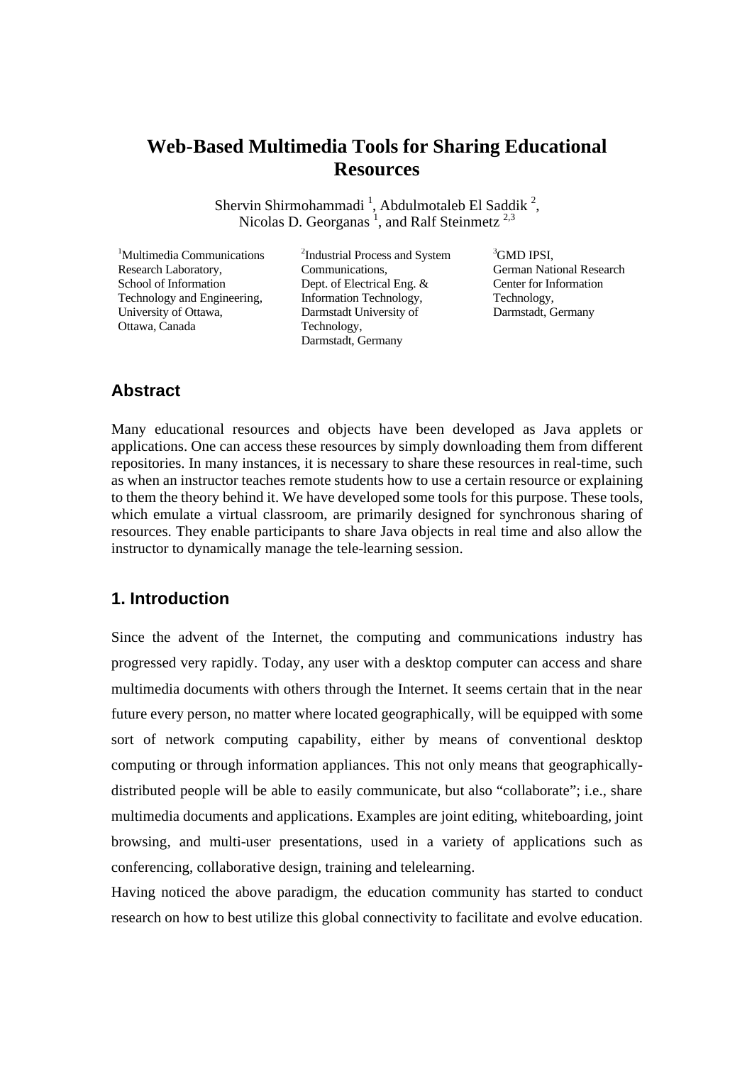# Web-Based Multimedia Tools for Sharing Educational Resources

Shervin Shirmohammadi [1], Abdulmotaleb El Saddik [2], Nicolas D. Georganas [1], and Ralf Steinmetz [2,3]

[1]Multimedia Communications Research Laboratory, School of Information Technology and Engineering, University of Ottawa, Ottawa, Canada

[2]Industrial Process and System Communications, Dept. of Electrical Eng. & Information Technology, Darmstadt University of Technology, Darmstadt, Germany

[3]GMD IPSI, German National Research Center for Information Technology, Darmstadt, Germany

## Abstract

Many educational resources and objects have been developed as Java applets or applications. One can access these resources by simply downloading them from different repositories. In many instances, it is necessary to share these resources in real-time, such as when an instructor teaches remote students how to use a certain resource or explaining to them the theory behind it. We have developed some tools for this purpose. These tools, which emulate a virtual classroom, are primarily designed for synchronous sharing of resources. They enable participants to share Java objects in real time and also allow the instructor to dynamically manage the tele-learning session.

## 1. Introduction

Since the advent of the Internet, the computing and communications industry has progressed very rapidly. Today, any user with a desktop computer can access and share multimedia documents with others through the Internet. It seems certain that in the near future every person, no matter where located geographically, will be equipped with some sort of network computing capability, either by means of conventional desktop computing or through information appliances. This not only means that geographically-distributed people will be able to easily communicate, but also "collaborate"; i.e., share multimedia documents and applications. Examples are joint editing, whiteboarding, joint browsing, and multi-user presentations, used in a variety of applications such as conferencing, collaborative design, training and telelearning.

Having noticed the above paradigm, the education community has started to conduct research on how to best utilize this global connectivity to facilitate and evolve education.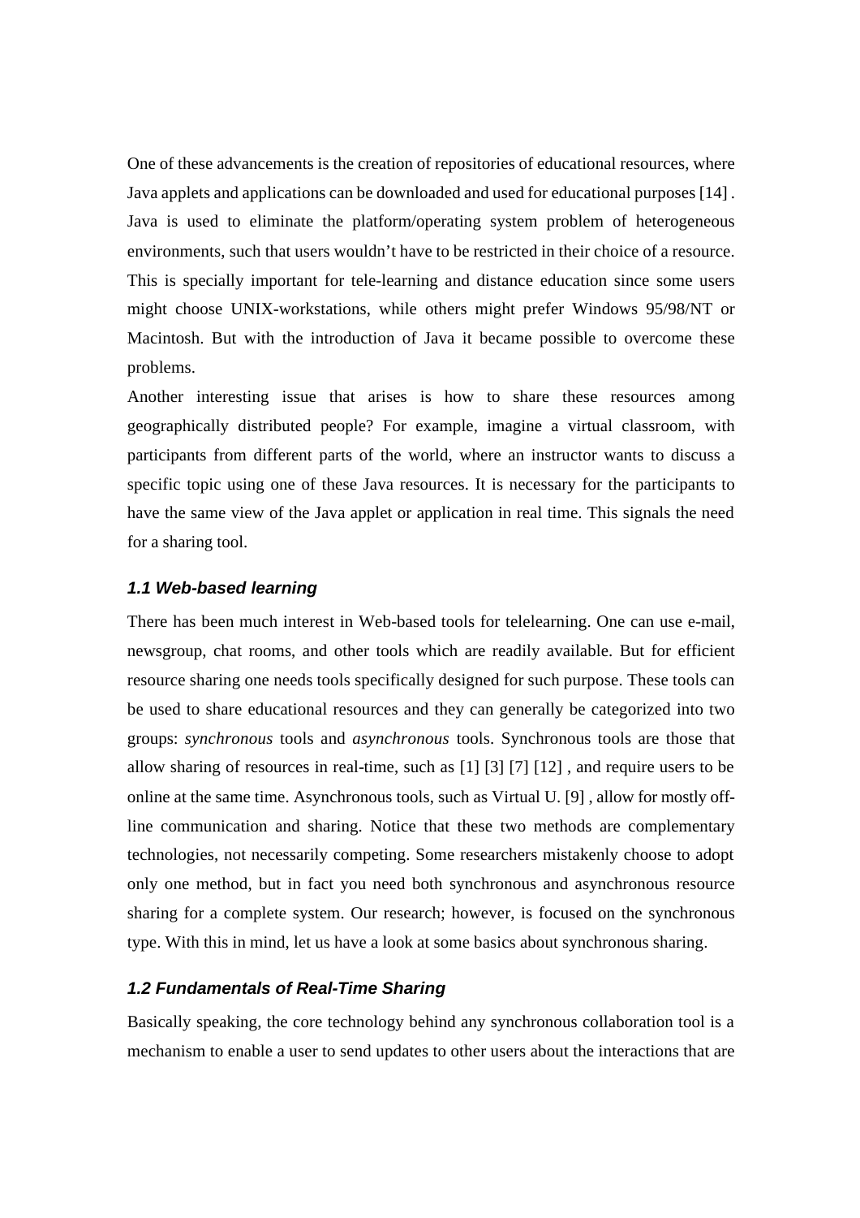One of these advancements is the creation of repositories of educational resources, where Java applets and applications can be downloaded and used for educational purposes [14] . Java is used to eliminate the platform/operating system problem of heterogeneous environments, such that users wouldn't have to be restricted in their choice of a resource. This is specially important for tele-learning and distance education since some users might choose UNIX-workstations, while others might prefer Windows 95/98/NT or Macintosh. But with the introduction of Java it became possible to overcome these problems.

Another interesting issue that arises is how to share these resources among geographically distributed people? For example, imagine a virtual classroom, with participants from different parts of the world, where an instructor wants to discuss a specific topic using one of these Java resources. It is necessary for the participants to have the same view of the Java applet or application in real time. This signals the need for a sharing tool.

### 1.1 Web-based learning

There has been much interest in Web-based tools for telelearning. One can use e-mail, newsgroup, chat rooms, and other tools which are readily available. But for efficient resource sharing one needs tools specifically designed for such purpose. These tools can be used to share educational resources and they can generally be categorized into two groups: *synchronous* tools and *asynchronous* tools. Synchronous tools are those that allow sharing of resources in real-time, such as [1] [3] [7] [12] , and require users to be online at the same time. Asynchronous tools, such as Virtual U. [9] , allow for mostly off-line communication and sharing. Notice that these two methods are complementary technologies, not necessarily competing. Some researchers mistakenly choose to adopt only one method, but in fact you need both synchronous and asynchronous resource sharing for a complete system. Our research; however, is focused on the synchronous type. With this in mind, let us have a look at some basics about synchronous sharing.

### 1.2 Fundamentals of Real-Time Sharing

Basically speaking, the core technology behind any synchronous collaboration tool is a mechanism to enable a user to send updates to other users about the interactions that are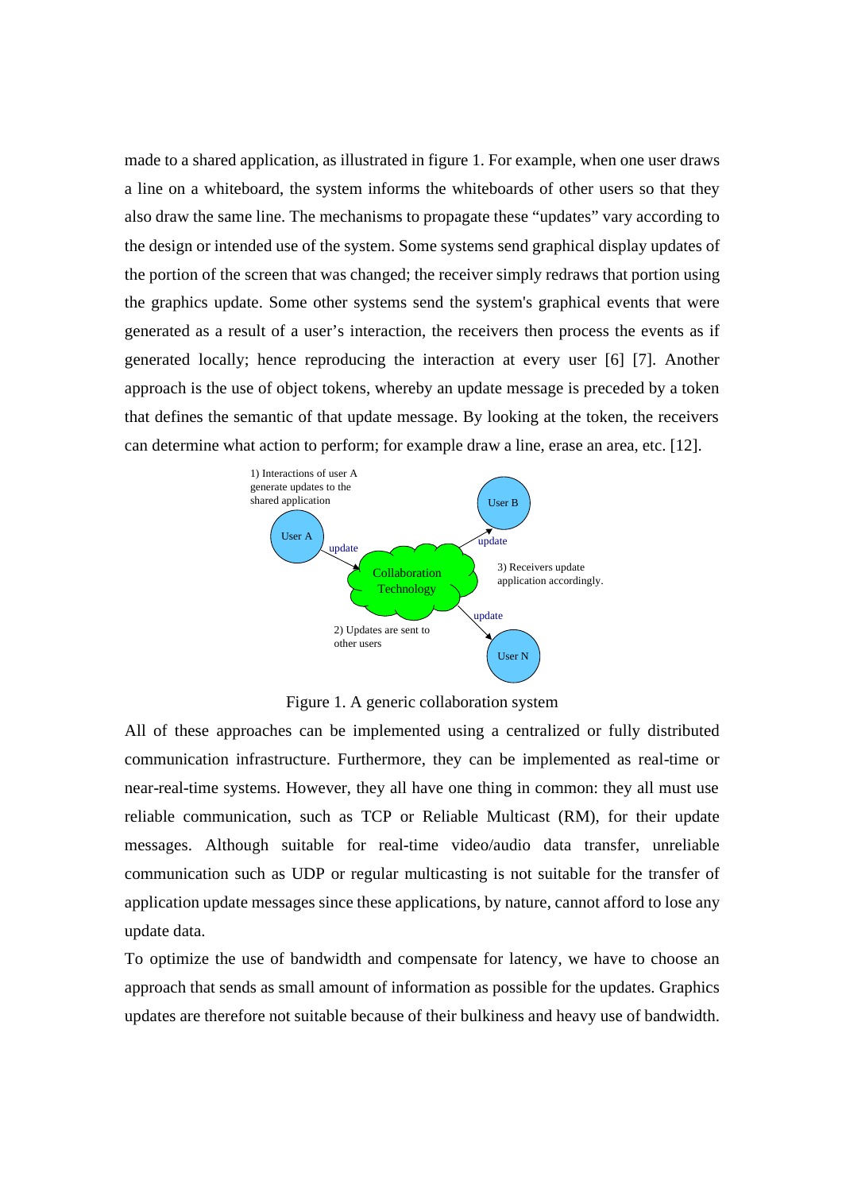made to a shared application, as illustrated in figure 1. For example, when one user draws a line on a whiteboard, the system informs the whiteboards of other users so that they also draw the same line. The mechanisms to propagate these "updates" vary according to the design or intended use of the system. Some systems send graphical display updates of the portion of the screen that was changed; the receiver simply redraws that portion using the graphics update. Some other systems send the system's graphical events that were generated as a result of a user's interaction, the receivers then process the events as if generated locally; hence reproducing the interaction at every user [6] [7]. Another approach is the use of object tokens, whereby an update message is preceded by a token that defines the semantic of that update message. By looking at the token, the receivers can determine what action to perform; for example draw a line, erase an area, etc. [12].

1) Interactions of user A generate updates to the shared application

2) Updates are sent to other users

3) Receivers update application accordingly.

Figure 1. A generic collaboration system

All of these approaches can be implemented using a centralized or fully distributed communication infrastructure. Furthermore, they can be implemented as real-time or near-real-time systems. However, they all have one thing in common: they all must use reliable communication, such as TCP or Reliable Multicast (RM), for their update messages. Although suitable for real-time video/audio data transfer, unreliable communication such as UDP or regular multicasting is not suitable for the transfer of application update messages since these applications, by nature, cannot afford to lose any update data.

To optimize the use of bandwidth and compensate for latency, we have to choose an approach that sends as small amount of information as possible for the updates. Graphics updates are therefore not suitable because of their bulkiness and heavy use of bandwidth.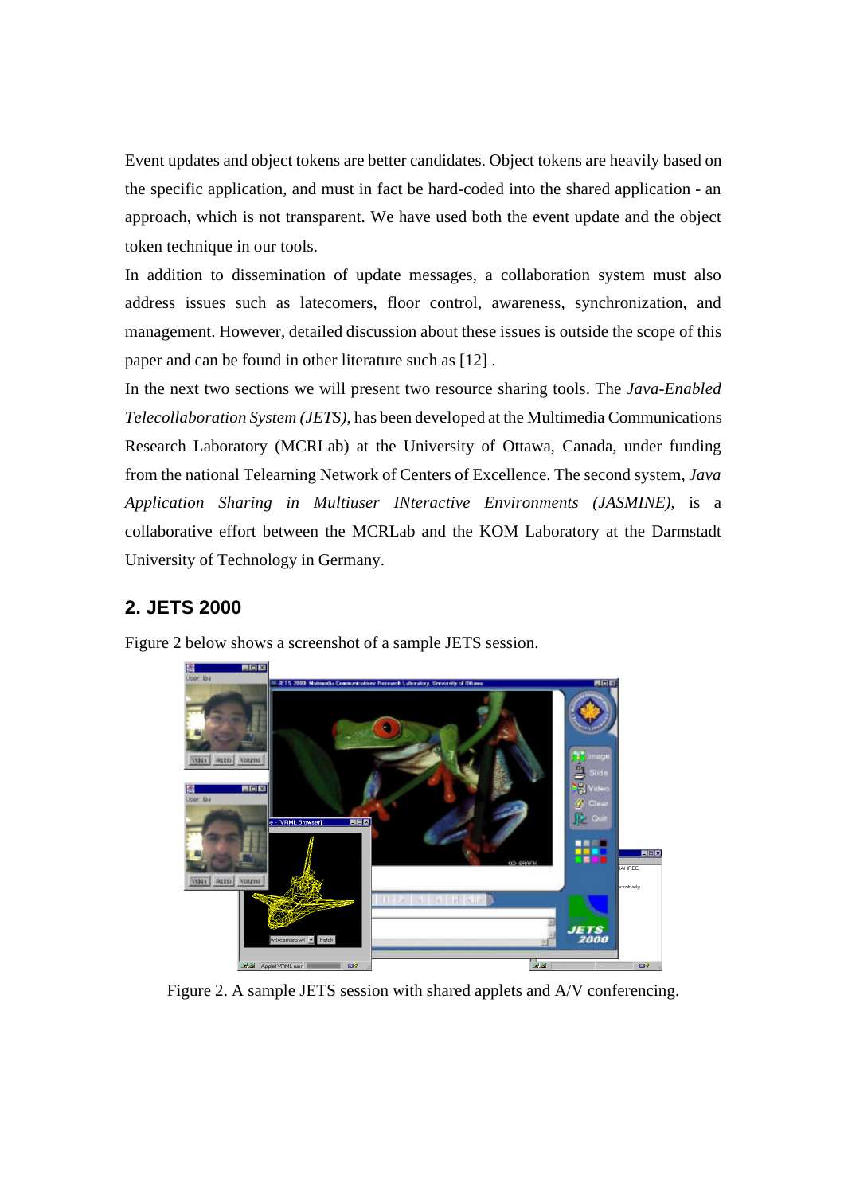Event updates and object tokens are better candidates. Object tokens are heavily based on the specific application, and must in fact be hard-coded into the shared application - an approach, which is not transparent. We have used both the event update and the object token technique in our tools.

In addition to dissemination of update messages, a collaboration system must also address issues such as latecomers, floor control, awareness, synchronization, and management. However, detailed discussion about these issues is outside the scope of this paper and can be found in other literature such as [12] .

In the next two sections we will present two resource sharing tools. The *Java-Enabled Telecollaboration System (JETS)*, has been developed at the Multimedia Communications Research Laboratory (MCRLab) at the University of Ottawa, Canada, under funding from the national Telearning Network of Centers of Excellence. The second system, *Java Application Sharing in Multiuser INteractive Environments (JASMINE)*, is a collaborative effort between the MCRLab and the KOM Laboratory at the Darmstadt University of Technology in Germany.

## 2. JETS 2000

Figure 2 below shows a screenshot of a sample JETS session.

Figure 2. A sample JETS session with shared applets and A/V conferencing.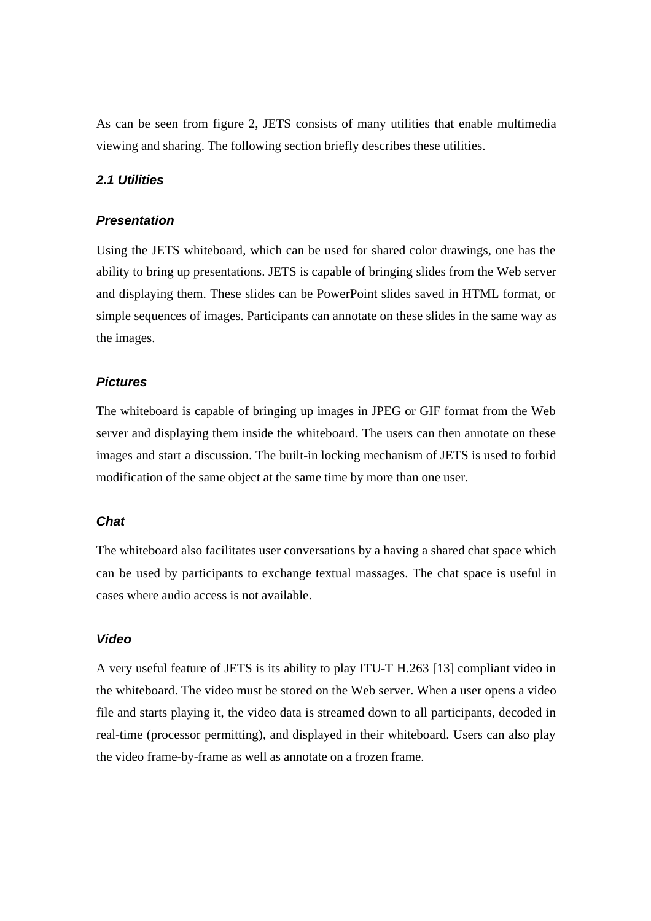As can be seen from figure 2, JETS consists of many utilities that enable multimedia viewing and sharing. The following section briefly describes these utilities.

### *2.1 Utilities*

#### *Presentation*

Using the JETS whiteboard, which can be used for shared color drawings, one has the ability to bring up presentations. JETS is capable of bringing slides from the Web server and displaying them. These slides can be PowerPoint slides saved in HTML format, or simple sequences of images. Participants can annotate on these slides in the same way as the images.

#### *Pictures*

The whiteboard is capable of bringing up images in JPEG or GIF format from the Web server and displaying them inside the whiteboard. The users can then annotate on these images and start a discussion. The built-in locking mechanism of JETS is used to forbid modification of the same object at the same time by more than one user.

#### *Chat*

The whiteboard also facilitates user conversations by a having a shared chat space which can be used by participants to exchange textual massages. The chat space is useful in cases where audio access is not available.

#### *Video*

A very useful feature of JETS is its ability to play ITU-T H.263 [13] compliant video in the whiteboard. The video must be stored on the Web server. When a user opens a video file and starts playing it, the video data is streamed down to all participants, decoded in real-time (processor permitting), and displayed in their whiteboard. Users can also play the video frame-by-frame as well as annotate on a frozen frame.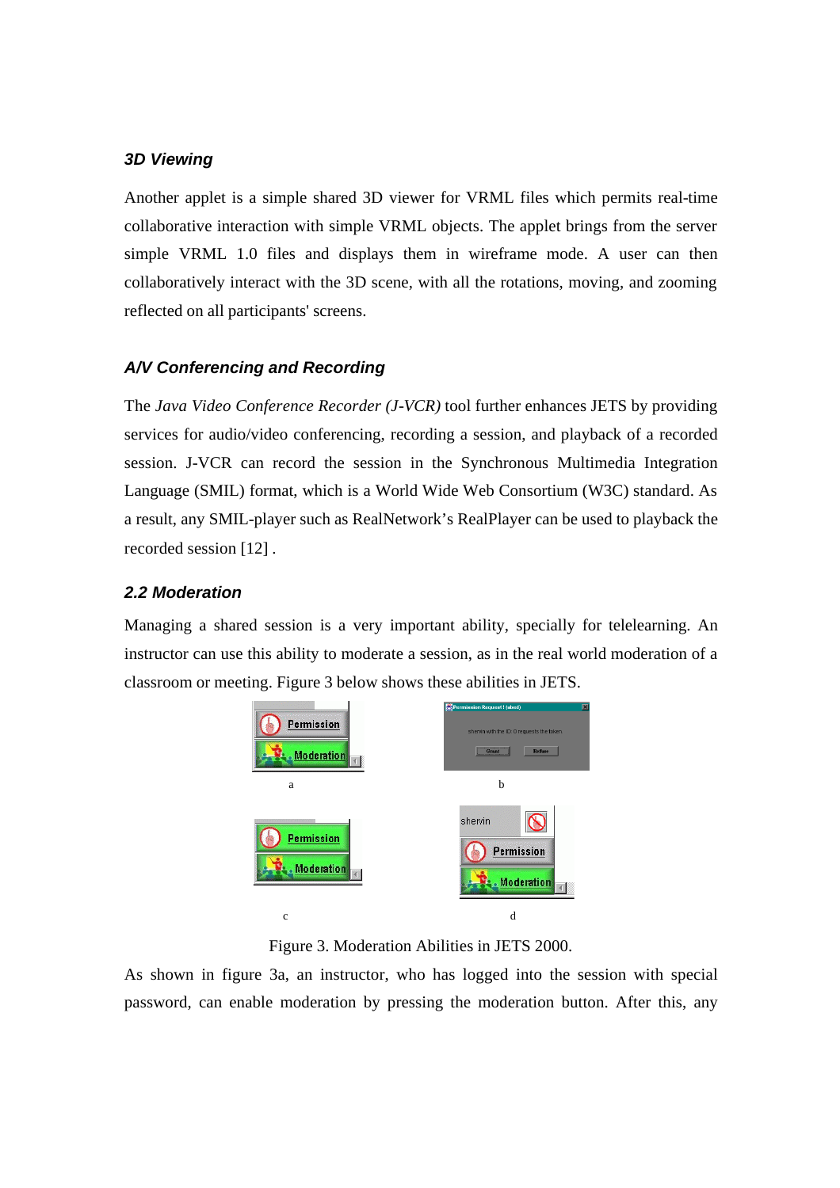### 3D Viewing

Another applet is a simple shared 3D viewer for VRML files which permits real-time collaborative interaction with simple VRML objects. The applet brings from the server simple VRML 1.0 files and displays them in wireframe mode. A user can then collaboratively interact with the 3D scene, with all the rotations, moving, and zooming reflected on all participants' screens.

### A/V Conferencing and Recording

The *Java Video Conference Recorder (J-VCR)* tool further enhances JETS by providing services for audio/video conferencing, recording a session, and playback of a recorded session. J-VCR can record the session in the Synchronous Multimedia Integration Language (SMIL) format, which is a World Wide Web Consortium (W3C) standard. As a result, any SMIL-player such as RealNetwork's RealPlayer can be used to playback the recorded session [12] .

### 2.2 Moderation

Managing a shared session is a very important ability, specially for telelearning. An instructor can use this ability to moderate a session, as in the real world moderation of a classroom or meeting. Figure 3 below shows these abilities in JETS.

Figure 3. Moderation Abilities in JETS 2000.

As shown in figure 3a, an instructor, who has logged into the session with special password, can enable moderation by pressing the moderation button. After this, any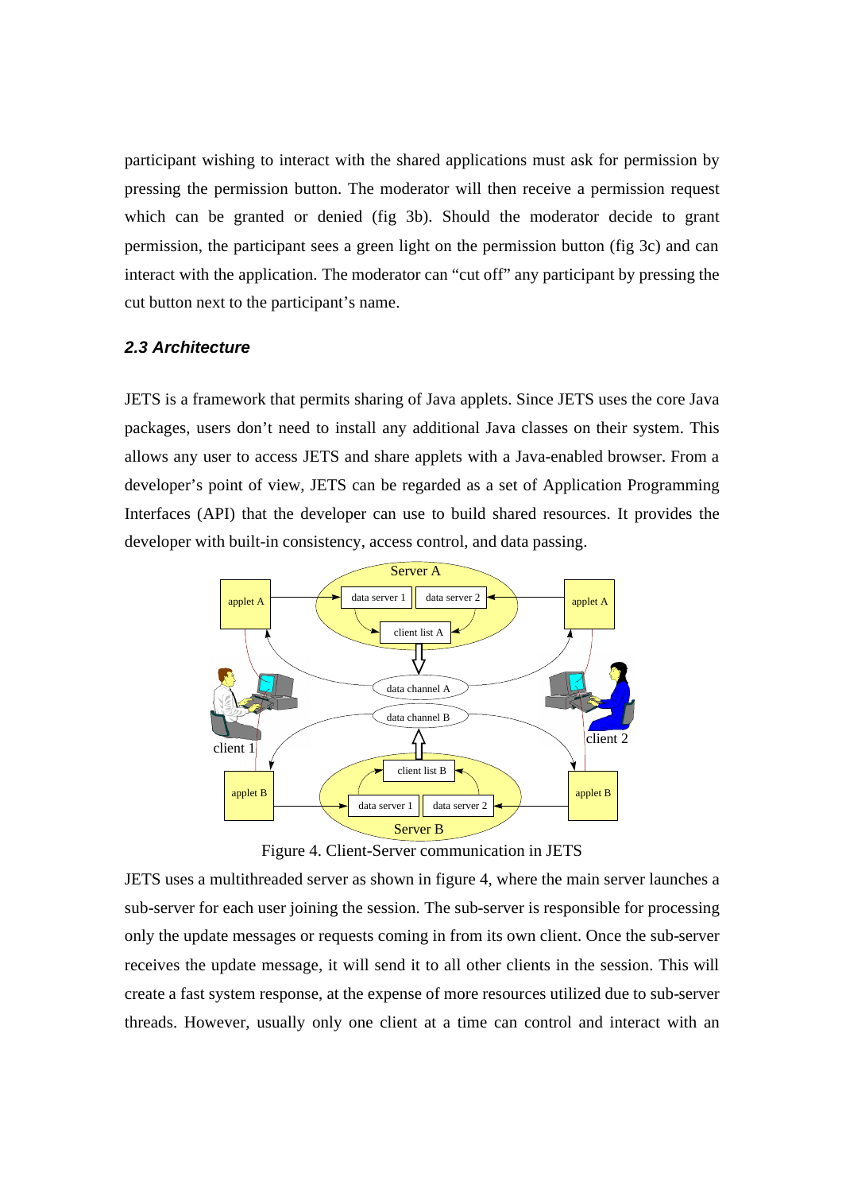participant wishing to interact with the shared applications must ask for permission by pressing the permission button. The moderator will then receive a permission request which can be granted or denied (fig 3b). Should the moderator decide to grant permission, the participant sees a green light on the permission button (fig 3c) and can interact with the application. The moderator can "cut off" any participant by pressing the cut button next to the participant's name.

### *2.3 Architecture*

JETS is a framework that permits sharing of Java applets. Since JETS uses the core Java packages, users don't need to install any additional Java classes on their system. This allows any user to access JETS and share applets with a Java-enabled browser. From a developer's point of view, JETS can be regarded as a set of Application Programming Interfaces (API) that the developer can use to build shared resources. It provides the developer with built-in consistency, access control, and data passing.

Figure 4. Client-Server communication in JETS

JETS uses a multithreaded server as shown in figure 4, where the main server launches a sub-server for each user joining the session. The sub-server is responsible for processing only the update messages or requests coming in from its own client. Once the sub-server receives the update message, it will send it to all other clients in the session. This will create a fast system response, at the expense of more resources utilized due to sub-server threads. However, usually only one client at a time can control and interact with an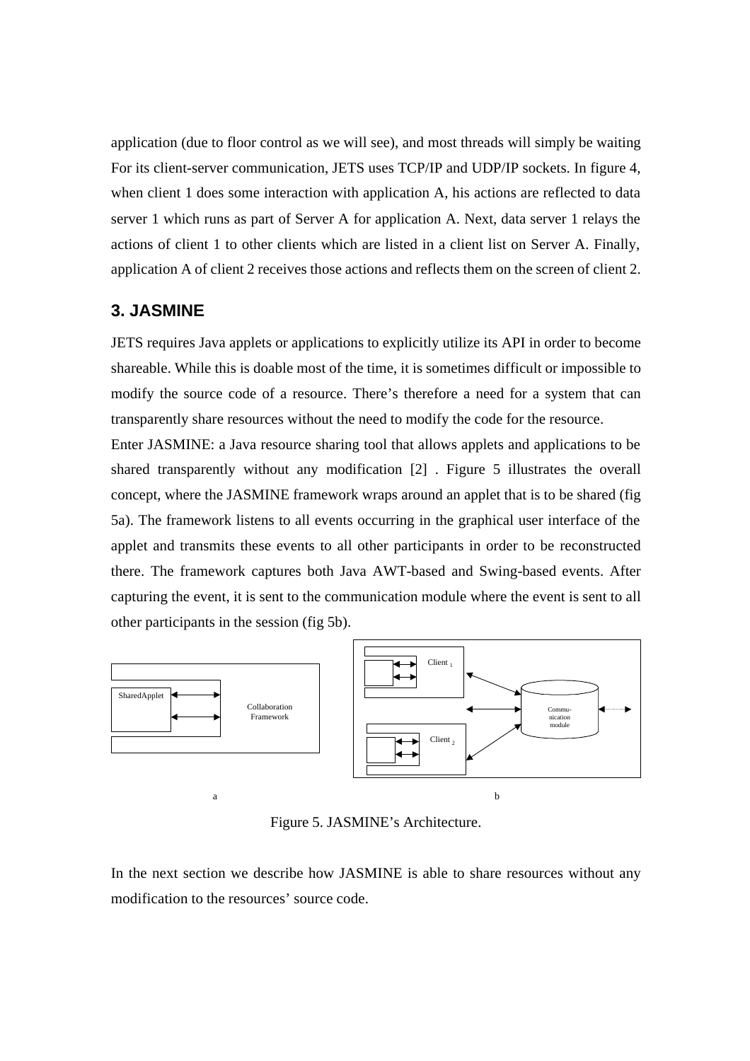application (due to floor control as we will see), and most threads will simply be waiting For its client-server communication, JETS uses TCP/IP and UDP/IP sockets. In figure 4, when client 1 does some interaction with application A, his actions are reflected to data server 1 which runs as part of Server A for application A. Next, data server 1 relays the actions of client 1 to other clients which are listed in a client list on Server A. Finally, application A of client 2 receives those actions and reflects them on the screen of client 2.

## 3. JASMINE

JETS requires Java applets or applications to explicitly utilize its API in order to become shareable. While this is doable most of the time, it is sometimes difficult or impossible to modify the source code of a resource. There's therefore a need for a system that can transparently share resources without the need to modify the code for the resource.

Enter JASMINE: a Java resource sharing tool that allows applets and applications to be shared transparently without any modification [2] . Figure 5 illustrates the overall concept, where the JASMINE framework wraps around an applet that is to be shared (fig 5a). The framework listens to all events occurring in the graphical user interface of the applet and transmits these events to all other participants in order to be reconstructed there. The framework captures both Java AWT-based and Swing-based events. After capturing the event, it is sent to the communication module where the event is sent to all other participants in the session (fig 5b).

Figure 5. JASMINE's Architecture.

In the next section we describe how JASMINE is able to share resources without any modification to the resources' source code.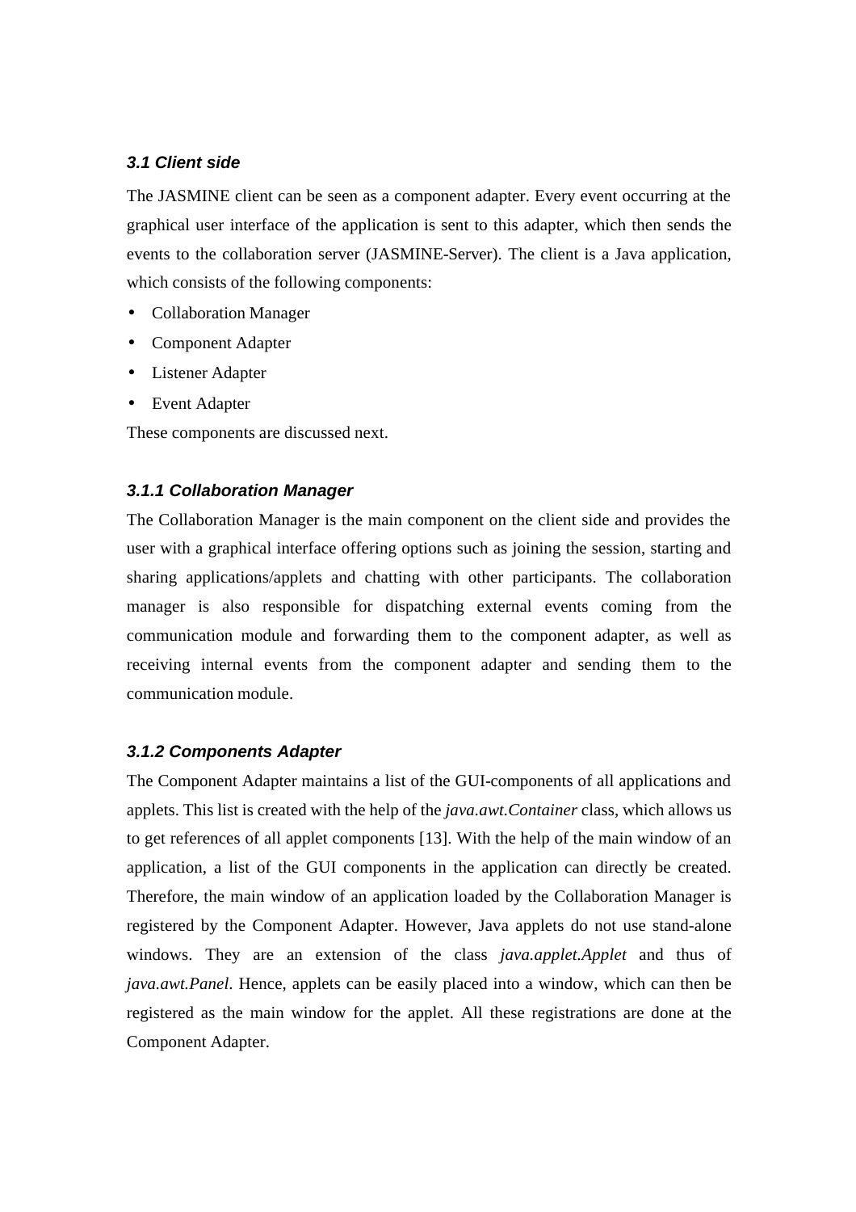### 3.1 Client side

The JASMINE client can be seen as a component adapter. Every event occurring at the graphical user interface of the application is sent to this adapter, which then sends the events to the collaboration server (JASMINE-Server). The client is a Java application, which consists of the following components:

- Collaboration Manager
- Component Adapter
- Listener Adapter
- Event Adapter

These components are discussed next.

#### 3.1.1 Collaboration Manager

The Collaboration Manager is the main component on the client side and provides the user with a graphical interface offering options such as joining the session, starting and sharing applications/applets and chatting with other participants. The collaboration manager is also responsible for dispatching external events coming from the communication module and forwarding them to the component adapter, as well as receiving internal events from the component adapter and sending them to the communication module.

#### 3.1.2 Components Adapter

The Component Adapter maintains a list of the GUI-components of all applications and applets. This list is created with the help of the *java.awt.Container* class, which allows us to get references of all applet components [13]. With the help of the main window of an application, a list of the GUI components in the application can directly be created. Therefore, the main window of an application loaded by the Collaboration Manager is registered by the Component Adapter. However, Java applets do not use stand-alone windows. They are an extension of the class *java.applet.Applet* and thus of *java.awt.Panel*. Hence, applets can be easily placed into a window, which can then be registered as the main window for the applet. All these registrations are done at the Component Adapter.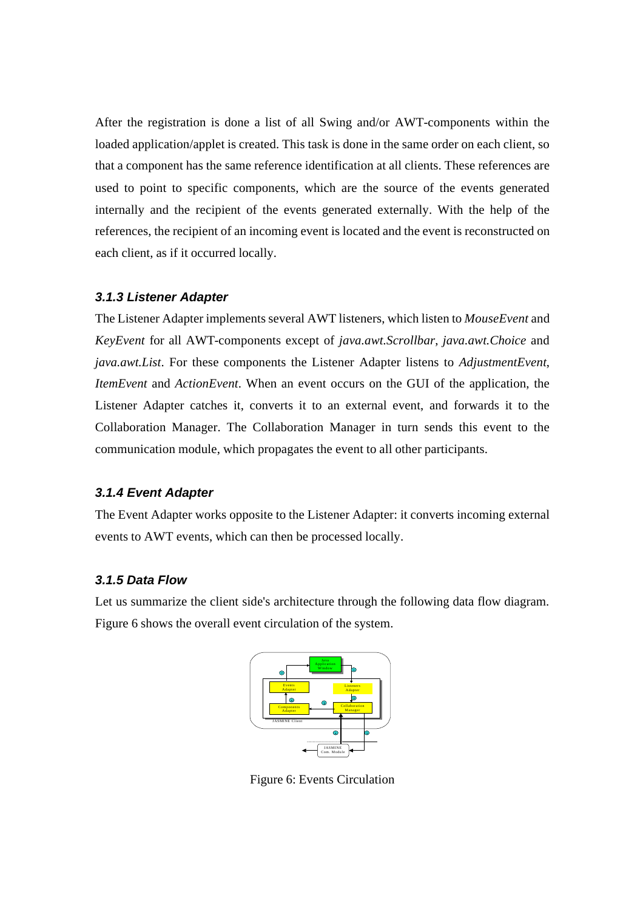After the registration is done a list of all Swing and/or AWT-components within the loaded application/applet is created. This task is done in the same order on each client, so that a component has the same reference identification at all clients. These references are used to point to specific components, which are the source of the events generated internally and the recipient of the events generated externally. With the help of the references, the recipient of an incoming event is located and the event is reconstructed on each client, as if it occurred locally.

### 3.1.3 Listener Adapter

The Listener Adapter implements several AWT listeners, which listen to *MouseEvent* and *KeyEvent* for all AWT-components except of *java.awt.Scrollbar*, *java.awt.Choice* and *java.awt.List*. For these components the Listener Adapter listens to *AdjustmentEvent*, *ItemEvent* and *ActionEvent*. When an event occurs on the GUI of the application, the Listener Adapter catches it, converts it to an external event, and forwards it to the Collaboration Manager. The Collaboration Manager in turn sends this event to the communication module, which propagates the event to all other participants.

### 3.1.4 Event Adapter

The Event Adapter works opposite to the Listener Adapter: it converts incoming external events to AWT events, which can then be processed locally.

### 3.1.5 Data Flow

Let us summarize the client side's architecture through the following data flow diagram. Figure 6 shows the overall event circulation of the system.

Figure 6: Events Circulation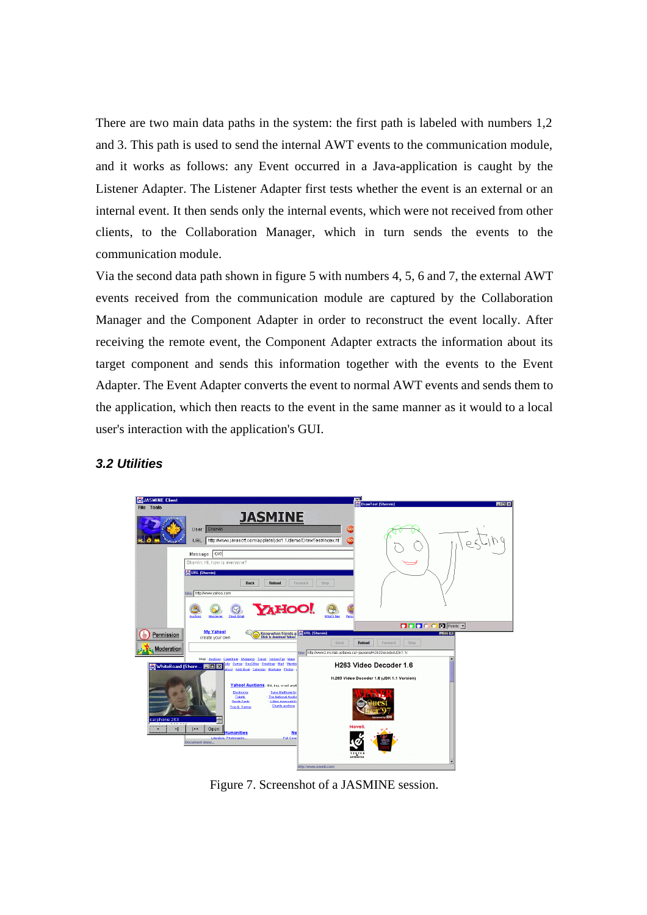There are two main data paths in the system: the first path is labeled with numbers 1,2 and 3. This path is used to send the internal AWT events to the communication module, and it works as follows: any Event occurred in a Java-application is caught by the Listener Adapter. The Listener Adapter first tests whether the event is an external or an internal event. It then sends only the internal events, which were not received from other clients, to the Collaboration Manager, which in turn sends the events to the communication module.

Via the second data path shown in figure 5 with numbers 4, 5, 6 and 7, the external AWT events received from the communication module are captured by the Collaboration Manager and the Component Adapter in order to reconstruct the event locally. After receiving the remote event, the Component Adapter extracts the information about its target component and sends this information together with the events to the Event Adapter. The Event Adapter converts the event to normal AWT events and sends them to the application, which then reacts to the event in the same manner as it would to a local user's interaction with the application's GUI.

### *3.2 Utilities*

Figure 7. Screenshot of a JASMINE session.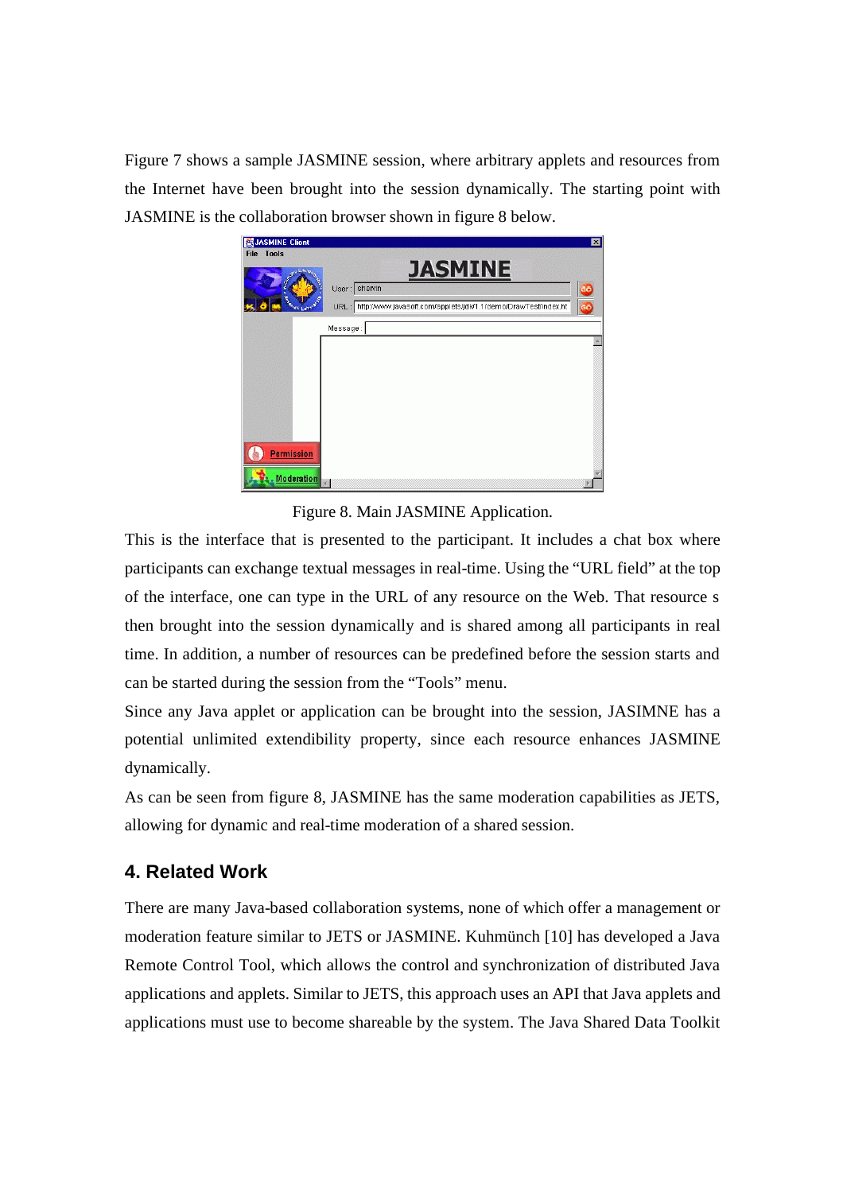Figure 7 shows a sample JASMINE session, where arbitrary applets and resources from the Internet have been brought into the session dynamically. The starting point with JASMINE is the collaboration browser shown in figure 8 below.

Figure 8. Main JASMINE Application.

This is the interface that is presented to the participant. It includes a chat box where participants can exchange textual messages in real-time. Using the "URL field" at the top of the interface, one can type in the URL of any resource on the Web. That resource s then brought into the session dynamically and is shared among all participants in real time. In addition, a number of resources can be predefined before the session starts and can be started during the session from the "Tools" menu.

Since any Java applet or application can be brought into the session, JASIMNE has a potential unlimited extendibility property, since each resource enhances JASMINE dynamically.

As can be seen from figure 8, JASMINE has the same moderation capabilities as JETS, allowing for dynamic and real-time moderation of a shared session.

## 4. Related Work

There are many Java-based collaboration systems, none of which offer a management or moderation feature similar to JETS or JASMINE. Kuhmünch [10] has developed a Java Remote Control Tool, which allows the control and synchronization of distributed Java applications and applets. Similar to JETS, this approach uses an API that Java applets and applications must use to become shareable by the system. The Java Shared Data Toolkit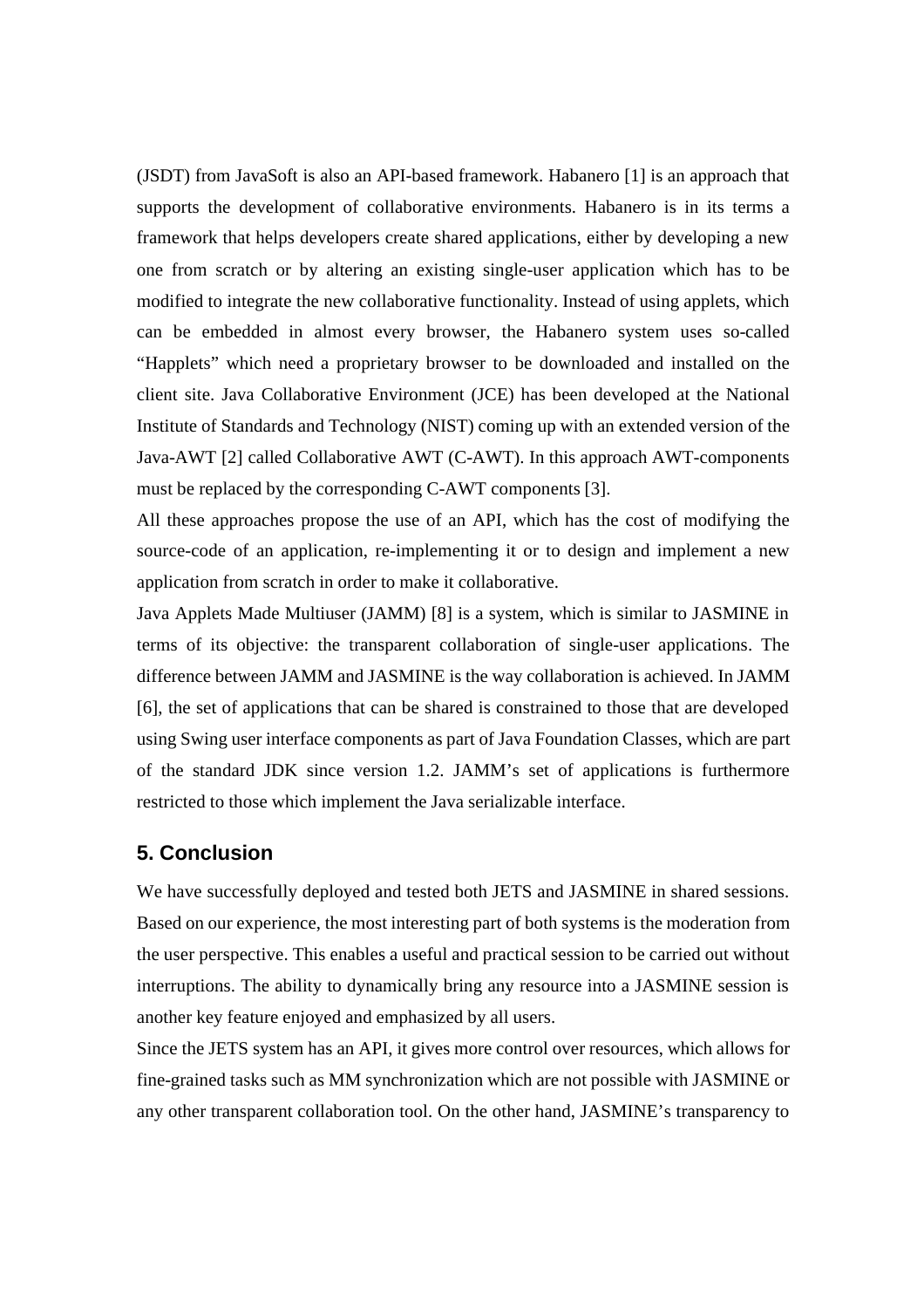(JSDT) from JavaSoft is also an API-based framework. Habanero [1] is an approach that supports the development of collaborative environments. Habanero is in its terms a framework that helps developers create shared applications, either by developing a new one from scratch or by altering an existing single-user application which has to be modified to integrate the new collaborative functionality. Instead of using applets, which can be embedded in almost every browser, the Habanero system uses so-called "Happlets" which need a proprietary browser to be downloaded and installed on the client site. Java Collaborative Environment (JCE) has been developed at the National Institute of Standards and Technology (NIST) coming up with an extended version of the Java-AWT [2] called Collaborative AWT (C-AWT). In this approach AWT-components must be replaced by the corresponding C-AWT components [3].

All these approaches propose the use of an API, which has the cost of modifying the source-code of an application, re-implementing it or to design and implement a new application from scratch in order to make it collaborative.

Java Applets Made Multiuser (JAMM) [8] is a system, which is similar to JASMINE in terms of its objective: the transparent collaboration of single-user applications. The difference between JAMM and JASMINE is the way collaboration is achieved. In JAMM [6], the set of applications that can be shared is constrained to those that are developed using Swing user interface components as part of Java Foundation Classes, which are part of the standard JDK since version 1.2. JAMM's set of applications is furthermore restricted to those which implement the Java serializable interface.

## 5. Conclusion

We have successfully deployed and tested both JETS and JASMINE in shared sessions. Based on our experience, the most interesting part of both systems is the moderation from the user perspective. This enables a useful and practical session to be carried out without interruptions. The ability to dynamically bring any resource into a JASMINE session is another key feature enjoyed and emphasized by all users.

Since the JETS system has an API, it gives more control over resources, which allows for fine-grained tasks such as MM synchronization which are not possible with JASMINE or any other transparent collaboration tool. On the other hand, JASMINE's transparency to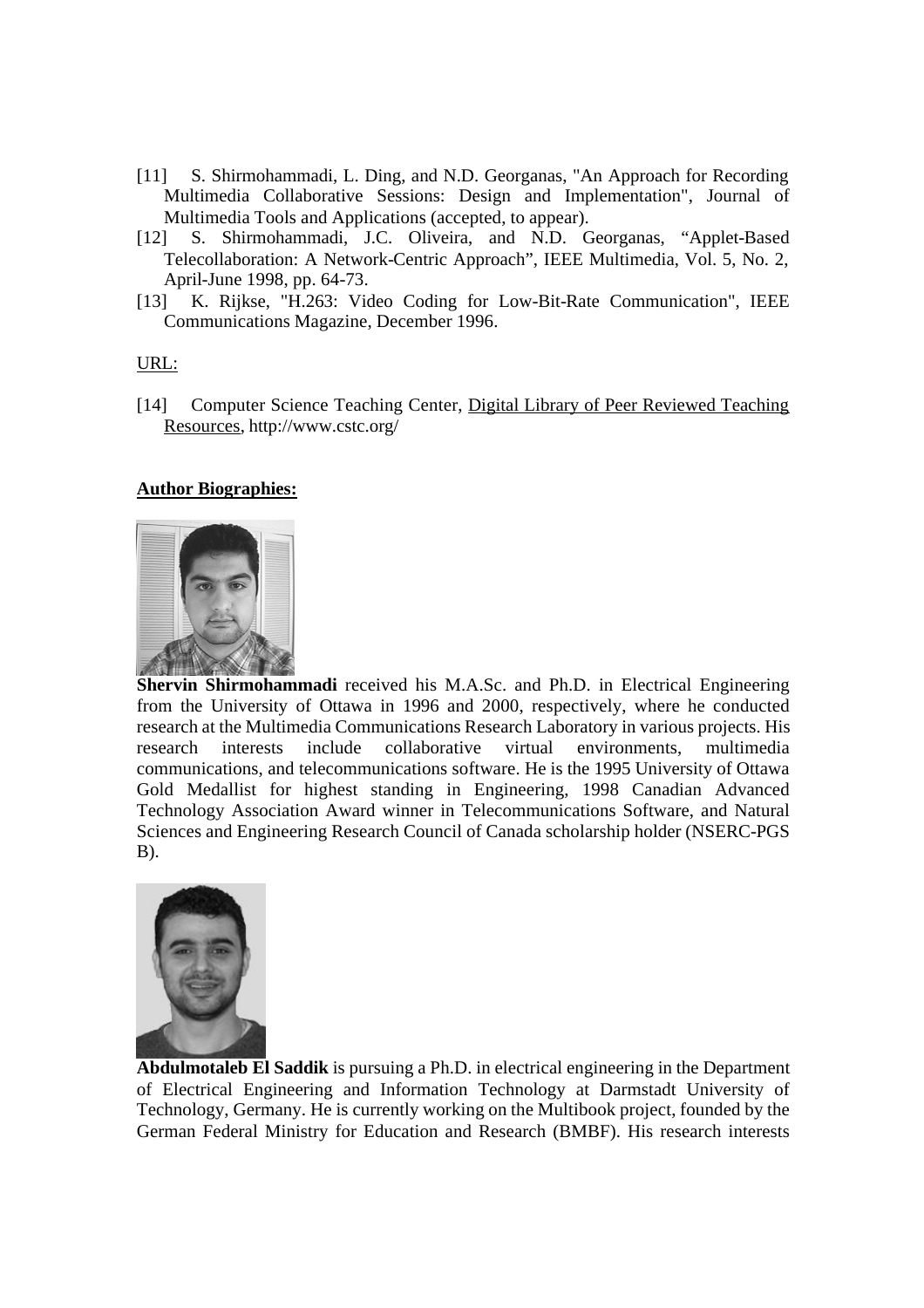[11] S. Shirmohammadi, L. Ding, and N.D. Georganas, "An Approach for Recording Multimedia Collaborative Sessions: Design and Implementation", Journal of Multimedia Tools and Applications (accepted, to appear).

[12] S. Shirmohammadi, J.C. Oliveira, and N.D. Georganas, "Applet-Based Telecollaboration: A Network-Centric Approach", IEEE Multimedia, Vol. 5, No. 2, April-June 1998, pp. 64-73.

[13] K. Rijkse, "H.263: Video Coding for Low-Bit-Rate Communication", IEEE Communications Magazine, December 1996.

URL:

[14] Computer Science Teaching Center, Digital Library of Peer Reviewed Teaching Resources, http://www.cstc.org/

**Author Biographies:**

**Shervin Shirmohammadi** received his M.A.Sc. and Ph.D. in Electrical Engineering from the University of Ottawa in 1996 and 2000, respectively, where he conducted research at the Multimedia Communications Research Laboratory in various projects. His research interests include collaborative virtual environments, multimedia communications, and telecommunications software. He is the 1995 University of Ottawa Gold Medallist for highest standing in Engineering, 1998 Canadian Advanced Technology Association Award winner in Telecommunications Software, and Natural Sciences and Engineering Research Council of Canada scholarship holder (NSERC-PGS B).

**Abdulmotaleb El Saddik** is pursuing a Ph.D. in electrical engineering in the Department of Electrical Engineering and Information Technology at Darmstadt University of Technology, Germany. He is currently working on the Multibook project, founded by the German Federal Ministry for Education and Research (BMBF). His research interests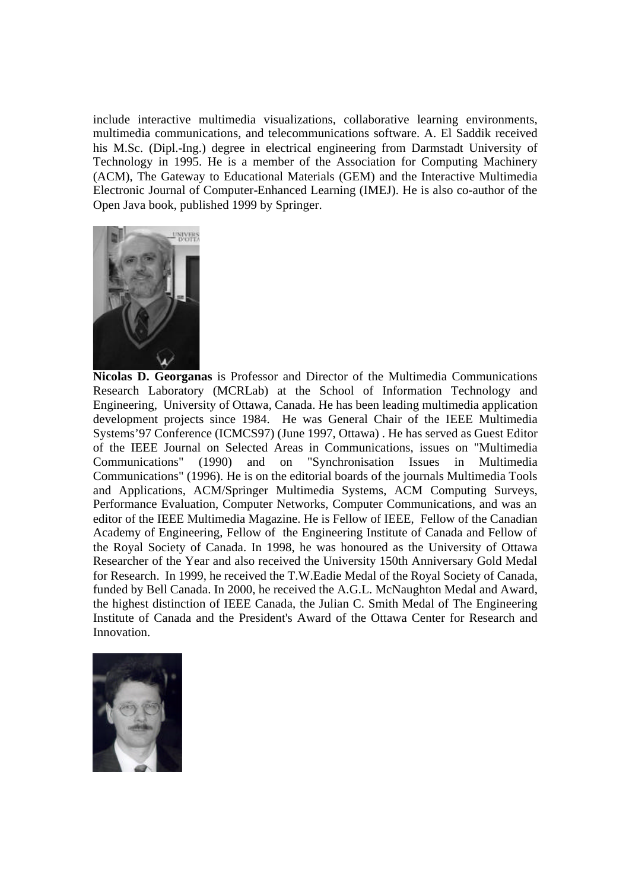include interactive multimedia visualizations, collaborative learning environments, multimedia communications, and telecommunications software. A. El Saddik received his M.Sc. (Dipl.-Ing.) degree in electrical engineering from Darmstadt University of Technology in 1995. He is a member of the Association for Computing Machinery (ACM), The Gateway to Educational Materials (GEM) and the Interactive Multimedia Electronic Journal of Computer-Enhanced Learning (IMEJ). He is also co-author of the Open Java book, published 1999 by Springer.

**Nicolas D. Georganas** is Professor and Director of the Multimedia Communications Research Laboratory (MCRLab) at the School of Information Technology and Engineering, University of Ottawa, Canada. He has been leading multimedia application development projects since 1984. He was General Chair of the IEEE Multimedia Systems'97 Conference (ICMCS97) (June 1997, Ottawa) . He has served as Guest Editor of the IEEE Journal on Selected Areas in Communications, issues on "Multimedia Communications" (1990) and on "Synchronisation Issues in Multimedia Communications" (1996). He is on the editorial boards of the journals Multimedia Tools and Applications, ACM/Springer Multimedia Systems, ACM Computing Surveys, Performance Evaluation, Computer Networks, Computer Communications, and was an editor of the IEEE Multimedia Magazine. He is Fellow of IEEE, Fellow of the Canadian Academy of Engineering, Fellow of the Engineering Institute of Canada and Fellow of the Royal Society of Canada. In 1998, he was honoured as the University of Ottawa Researcher of the Year and also received the University 150th Anniversary Gold Medal for Research. In 1999, he received the T.W.Eadie Medal of the Royal Society of Canada, funded by Bell Canada. In 2000, he received the A.G.L. McNaughton Medal and Award, the highest distinction of IEEE Canada, the Julian C. Smith Medal of The Engineering Institute of Canada and the President's Award of the Ottawa Center for Research and Innovation.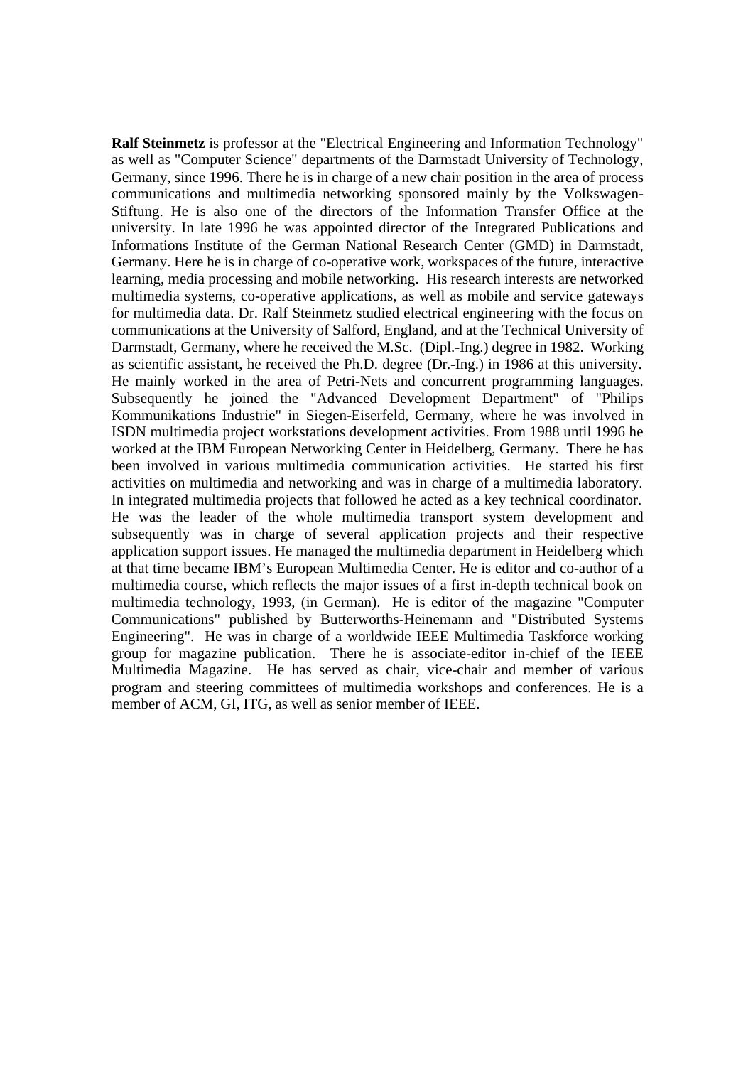**Ralf Steinmetz** is professor at the "Electrical Engineering and Information Technology" as well as "Computer Science" departments of the Darmstadt University of Technology, Germany, since 1996. There he is in charge of a new chair position in the area of process communications and multimedia networking sponsored mainly by the Volkswagen-Stiftung. He is also one of the directors of the Information Transfer Office at the university. In late 1996 he was appointed director of the Integrated Publications and Informations Institute of the German National Research Center (GMD) in Darmstadt, Germany. Here he is in charge of co-operative work, workspaces of the future, interactive learning, media processing and mobile networking. His research interests are networked multimedia systems, co-operative applications, as well as mobile and service gateways for multimedia data. Dr. Ralf Steinmetz studied electrical engineering with the focus on communications at the University of Salford, England, and at the Technical University of Darmstadt, Germany, where he received the M.Sc. (Dipl.-Ing.) degree in 1982. Working as scientific assistant, he received the Ph.D. degree (Dr.-Ing.) in 1986 at this university. He mainly worked in the area of Petri-Nets and concurrent programming languages. Subsequently he joined the "Advanced Development Department" of "Philips Kommunikations Industrie" in Siegen-Eiserfeld, Germany, where he was involved in ISDN multimedia project workstations development activities. From 1988 until 1996 he worked at the IBM European Networking Center in Heidelberg, Germany. There he has been involved in various multimedia communication activities. He started his first activities on multimedia and networking and was in charge of a multimedia laboratory. In integrated multimedia projects that followed he acted as a key technical coordinator. He was the leader of the whole multimedia transport system development and subsequently was in charge of several application projects and their respective application support issues. He managed the multimedia department in Heidelberg which at that time became IBM's European Multimedia Center. He is editor and co-author of a multimedia course, which reflects the major issues of a first in-depth technical book on multimedia technology, 1993, (in German). He is editor of the magazine "Computer Communications" published by Butterworths-Heinemann and "Distributed Systems Engineering". He was in charge of a worldwide IEEE Multimedia Taskforce working group for magazine publication. There he is associate-editor in-chief of the IEEE Multimedia Magazine. He has served as chair, vice-chair and member of various program and steering committees of multimedia workshops and conferences. He is a member of ACM, GI, ITG, as well as senior member of IEEE.